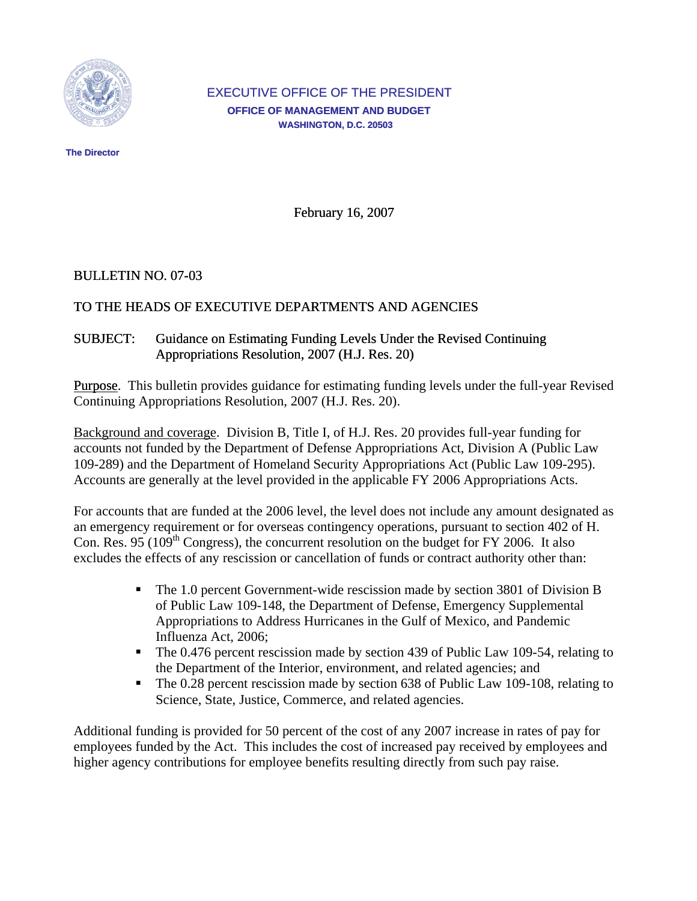EXECUTIVE OFFICE OF THE PRESIDENT

**OFFICE OF MANAGEMENT AND BUDGET**

**WASHINGTON, D.C. 20503**

**The Director**

February 16, 2007

BULLETIN NO. 07-03

TO THE HEADS OF EXECUTIVE DEPARTMENTS AND AGENCIES

SUBJECT: Guidance on Estimating Funding Levels Under the Revised Continuing Appropriations Resolution, 2007 (H.J. Res. 20)

Purpose. This bulletin provides guidance for estimating funding levels under the full-year Revised Continuing Appropriations Resolution, 2007 (H.J. Res. 20).

Background and coverage. Division B, Title I, of H.J. Res. 20 provides full-year funding for accounts not funded by the Department of Defense Appropriations Act, Division A (Public Law 109-289) and the Department of Homeland Security Appropriations Act (Public Law 109-295). Accounts are generally at the level provided in the applicable FY 2006 Appropriations Acts.

For accounts that are funded at the 2006 level, the level does not include any amount designated as an emergency requirement or for overseas contingency operations, pursuant to section 402 of H. Con. Res. 95 (109th Congress), the concurrent resolution on the budget for FY 2006. It also excludes the effects of any rescission or cancellation of funds or contract authority other than:

- The 1.0 percent Government-wide rescission made by section 3801 of Division B of Public Law 109-148, the Department of Defense, Emergency Supplemental Appropriations to Address Hurricanes in the Gulf of Mexico, and Pandemic Influenza Act, 2006;
- The 0.476 percent rescission made by section 439 of Public Law 109-54, relating to the Department of the Interior, environment, and related agencies; and
- The 0.28 percent rescission made by section 638 of Public Law 109-108, relating to Science, State, Justice, Commerce, and related agencies.

Additional funding is provided for 50 percent of the cost of any 2007 increase in rates of pay for employees funded by the Act. This includes the cost of increased pay received by employees and higher agency contributions for employee benefits resulting directly from such pay raise.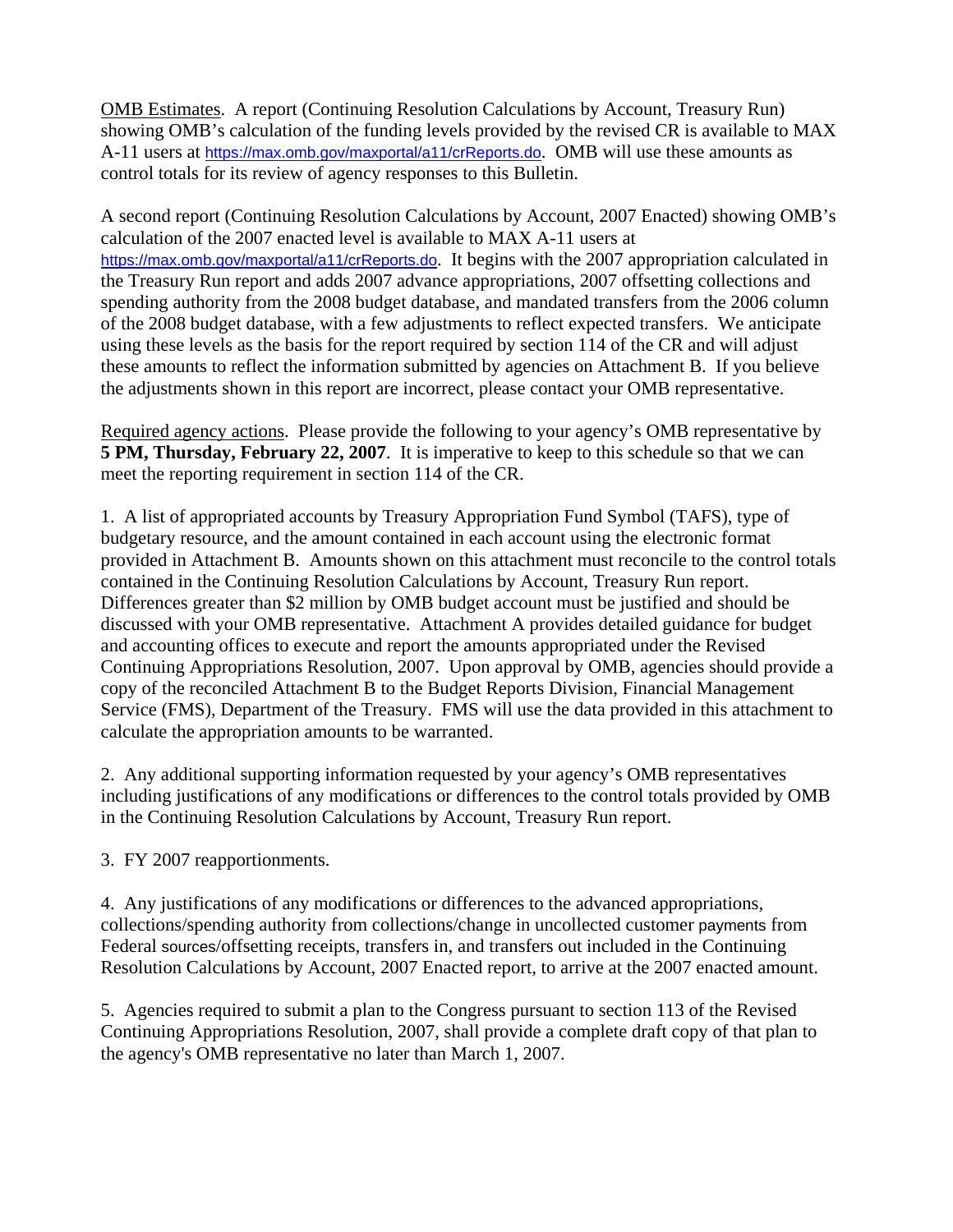<u>OMB Estimates</u>. A report (Continuing Resolution Calculations by Account, Treasury Run) showing OMB's calculation of the funding levels provided by the revised CR is available to MAX A-11 users at https://max.omb.gov/maxportal/a11/crReports.do. OMB will use these amounts as control totals for its review of agency responses to this Bulletin.

A second report (Continuing Resolution Calculations by Account, 2007 Enacted) showing OMB's calculation of the 2007 enacted level is available to MAX A-11 users at https://max.omb.gov/maxportal/a11/crReports.do. It begins with the 2007 appropriation calculated in the Treasury Run report and adds 2007 advance appropriations, 2007 offsetting collections and spending authority from the 2008 budget database, and mandated transfers from the 2006 column of the 2008 budget database, with a few adjustments to reflect expected transfers. We anticipate using these levels as the basis for the report required by section 114 of the CR and will adjust these amounts to reflect the information submitted by agencies on Attachment B. If you believe the adjustments shown in this report are incorrect, please contact your OMB representative.

<u>Required agency actions</u>. Please provide the following to your agency's OMB representative by **5 PM, Thursday, February 22, 2007**. It is imperative to keep to this schedule so that we can meet the reporting requirement in section 114 of the CR.

1. A list of appropriated accounts by Treasury Appropriation Fund Symbol (TAFS), type of budgetary resource, and the amount contained in each account using the electronic format provided in Attachment B. Amounts shown on this attachment must reconcile to the control totals contained in the Continuing Resolution Calculations by Account, Treasury Run report. Differences greater than $2 million by OMB budget account must be justified and should be discussed with your OMB representative. Attachment A provides detailed guidance for budget and accounting offices to execute and report the amounts appropriated under the Revised Continuing Appropriations Resolution, 2007. Upon approval by OMB, agencies should provide a copy of the reconciled Attachment B to the Budget Reports Division, Financial Management Service (FMS), Department of the Treasury. FMS will use the data provided in this attachment to calculate the appropriation amounts to be warranted.

2. Any additional supporting information requested by your agency's OMB representatives including justifications of any modifications or differences to the control totals provided by OMB in the Continuing Resolution Calculations by Account, Treasury Run report.

3. FY 2007 reapportionments.

4. Any justifications of any modifications or differences to the advanced appropriations, collections/spending authority from collections/change in uncollected customer payments from Federal sources/offsetting receipts, transfers in, and transfers out included in the Continuing Resolution Calculations by Account, 2007 Enacted report, to arrive at the 2007 enacted amount.

5. Agencies required to submit a plan to the Congress pursuant to section 113 of the Revised Continuing Appropriations Resolution, 2007, shall provide a complete draft copy of that plan to the agency's OMB representative no later than March 1, 2007.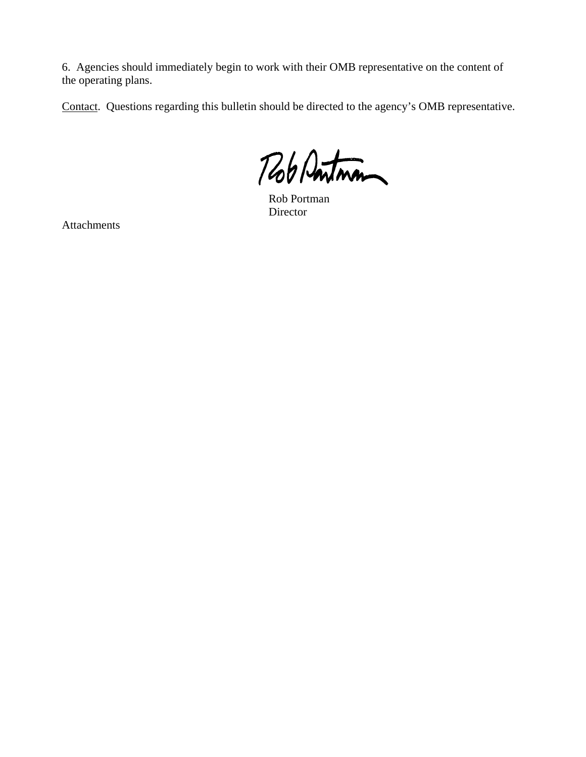6. Agencies should immediately begin to work with their OMB representative on the content of the operating plans.

Contact. Questions regarding this bulletin should be directed to the agency's OMB representative.

Rob Portman
Director

Attachments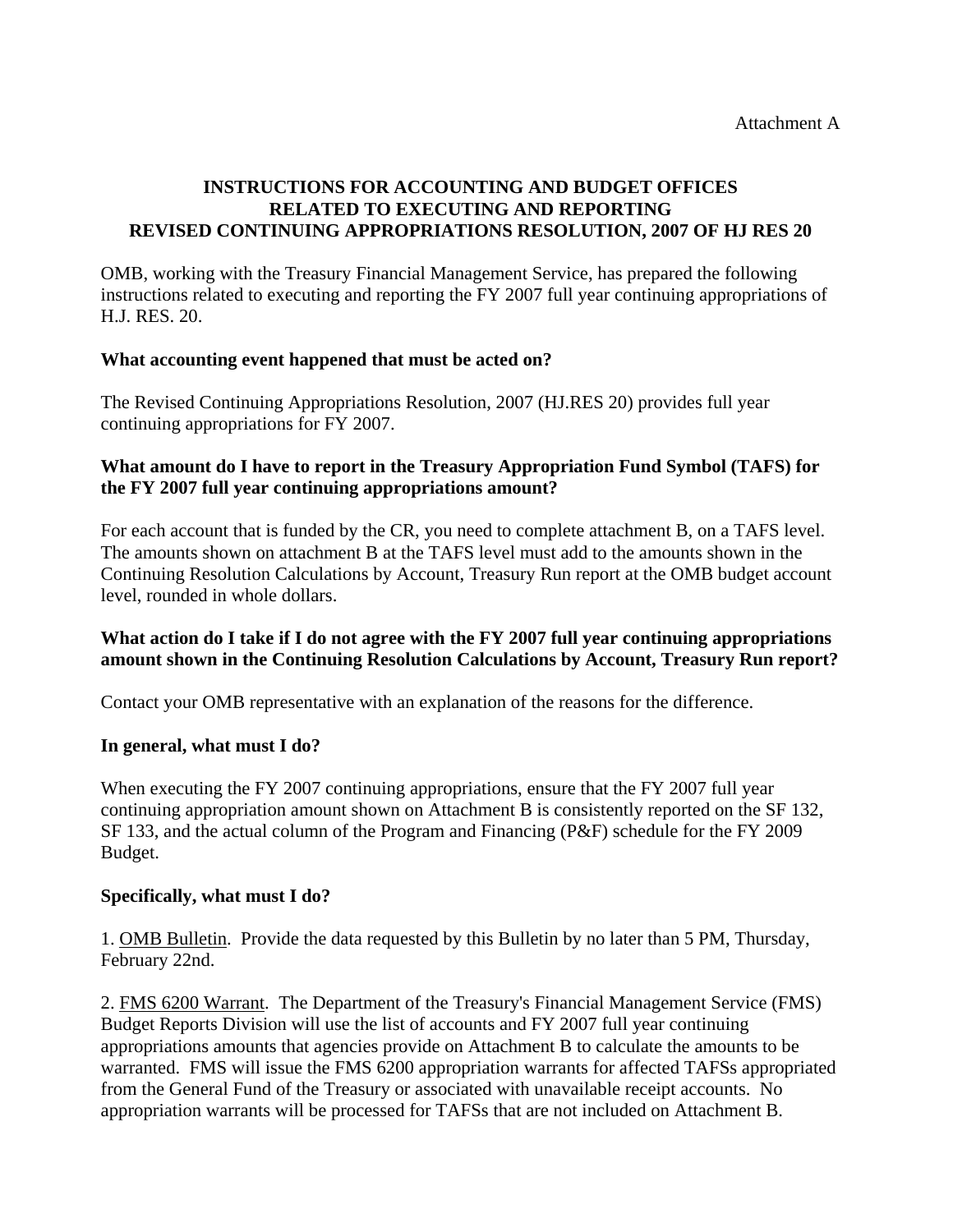Attachment A

## INSTRUCTIONS FOR ACCOUNTING AND BUDGET OFFICES RELATED TO EXECUTING AND REPORTING REVISED CONTINUING APPROPRIATIONS RESOLUTION, 2007 OF HJ RES 20

OMB, working with the Treasury Financial Management Service, has prepared the following instructions related to executing and reporting the FY 2007 full year continuing appropriations of H.J. RES. 20.

### What accounting event happened that must be acted on?

The Revised Continuing Appropriations Resolution, 2007 (HJ.RES 20) provides full year continuing appropriations for FY 2007.

### What amount do I have to report in the Treasury Appropriation Fund Symbol (TAFS) for the FY 2007 full year continuing appropriations amount?

For each account that is funded by the CR, you need to complete attachment B, on a TAFS level. The amounts shown on attachment B at the TAFS level must add to the amounts shown in the Continuing Resolution Calculations by Account, Treasury Run report at the OMB budget account level, rounded in whole dollars.

### What action do I take if I do not agree with the FY 2007 full year continuing appropriations amount shown in the Continuing Resolution Calculations by Account, Treasury Run report?

Contact your OMB representative with an explanation of the reasons for the difference.

### In general, what must I do?

When executing the FY 2007 continuing appropriations, ensure that the FY 2007 full year continuing appropriation amount shown on Attachment B is consistently reported on the SF 132, SF 133, and the actual column of the Program and Financing (P&F) schedule for the FY 2009 Budget.

### Specifically, what must I do?

1. OMB Bulletin. Provide the data requested by this Bulletin by no later than 5 PM, Thursday, February 22nd.

2. FMS 6200 Warrant. The Department of the Treasury's Financial Management Service (FMS) Budget Reports Division will use the list of accounts and FY 2007 full year continuing appropriations amounts that agencies provide on Attachment B to calculate the amounts to be warranted. FMS will issue the FMS 6200 appropriation warrants for affected TAFSs appropriated from the General Fund of the Treasury or associated with unavailable receipt accounts. No appropriation warrants will be processed for TAFSs that are not included on Attachment B.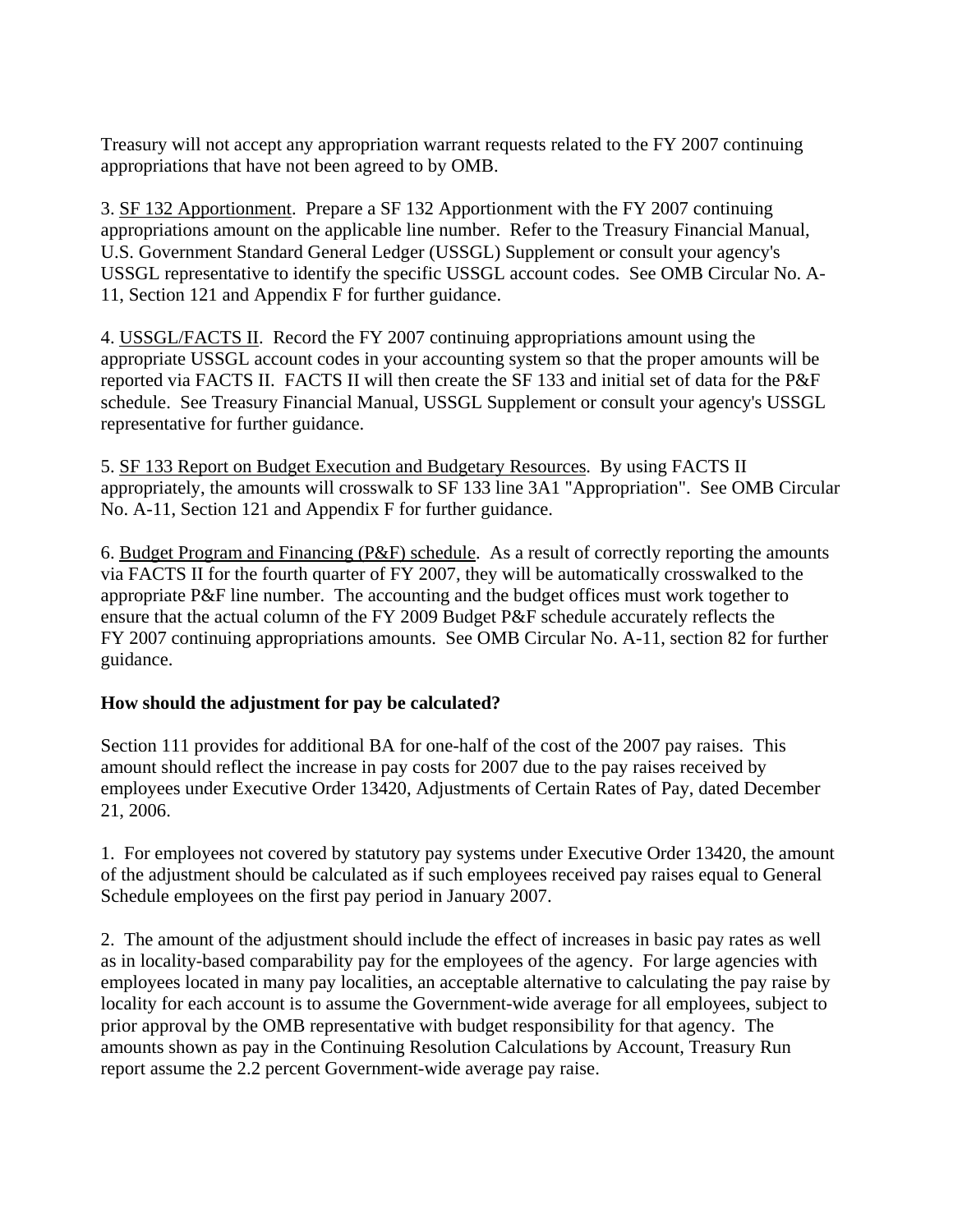Treasury will not accept any appropriation warrant requests related to the FY 2007 continuing appropriations that have not been agreed to by OMB.

3. SF 132 Apportionment. Prepare a SF 132 Apportionment with the FY 2007 continuing appropriations amount on the applicable line number. Refer to the Treasury Financial Manual, U.S. Government Standard General Ledger (USSGL) Supplement or consult your agency's USSGL representative to identify the specific USSGL account codes. See OMB Circular No. A-11, Section 121 and Appendix F for further guidance.

4. USSGL/FACTS II. Record the FY 2007 continuing appropriations amount using the appropriate USSGL account codes in your accounting system so that the proper amounts will be reported via FACTS II. FACTS II will then create the SF 133 and initial set of data for the P&F schedule. See Treasury Financial Manual, USSGL Supplement or consult your agency's USSGL representative for further guidance.

5. SF 133 Report on Budget Execution and Budgetary Resources. By using FACTS II appropriately, the amounts will crosswalk to SF 133 line 3A1 "Appropriation". See OMB Circular No. A-11, Section 121 and Appendix F for further guidance.

6. Budget Program and Financing (P&F) schedule. As a result of correctly reporting the amounts via FACTS II for the fourth quarter of FY 2007, they will be automatically crosswalked to the appropriate P&F line number. The accounting and the budget offices must work together to ensure that the actual column of the FY 2009 Budget P&F schedule accurately reflects the FY 2007 continuing appropriations amounts. See OMB Circular No. A-11, section 82 for further guidance.

**How should the adjustment for pay be calculated?**

Section 111 provides for additional BA for one-half of the cost of the 2007 pay raises. This amount should reflect the increase in pay costs for 2007 due to the pay raises received by employees under Executive Order 13420, Adjustments of Certain Rates of Pay, dated December 21, 2006.

1. For employees not covered by statutory pay systems under Executive Order 13420, the amount of the adjustment should be calculated as if such employees received pay raises equal to General Schedule employees on the first pay period in January 2007.

2. The amount of the adjustment should include the effect of increases in basic pay rates as well as in locality-based comparability pay for the employees of the agency. For large agencies with employees located in many pay localities, an acceptable alternative to calculating the pay raise by locality for each account is to assume the Government-wide average for all employees, subject to prior approval by the OMB representative with budget responsibility for that agency. The amounts shown as pay in the Continuing Resolution Calculations by Account, Treasury Run report assume the 2.2 percent Government-wide average pay raise.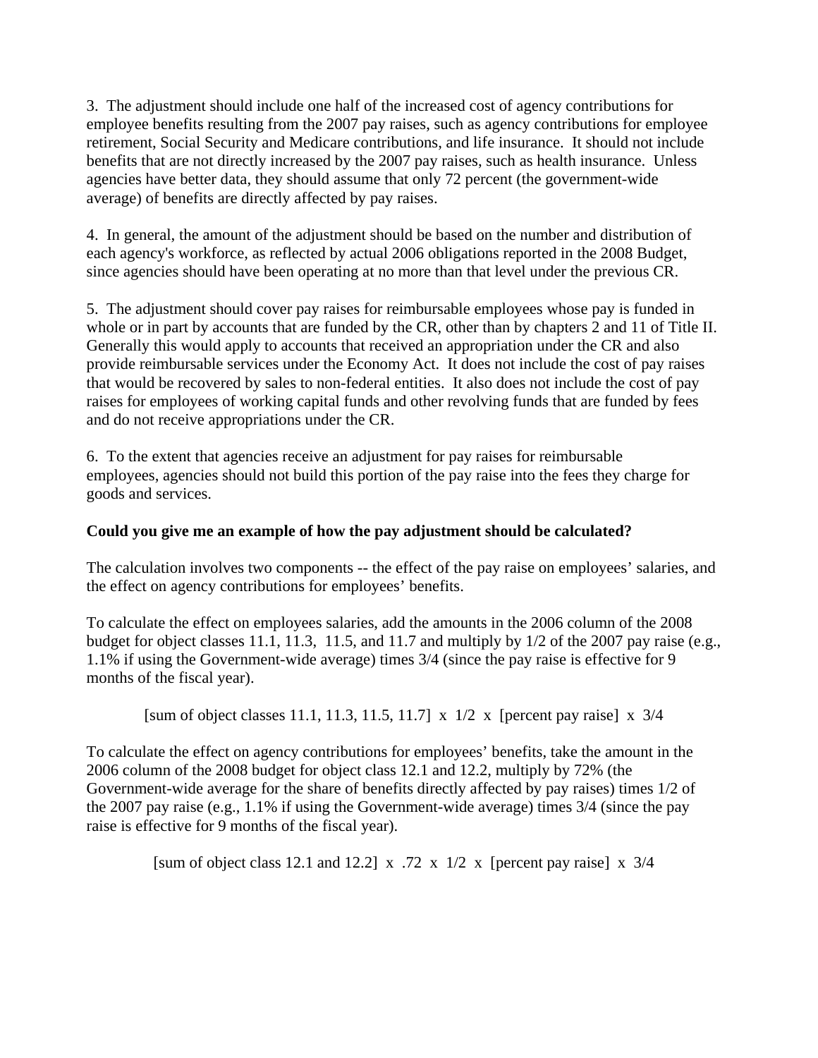3. The adjustment should include one half of the increased cost of agency contributions for employee benefits resulting from the 2007 pay raises, such as agency contributions for employee retirement, Social Security and Medicare contributions, and life insurance. It should not include benefits that are not directly increased by the 2007 pay raises, such as health insurance. Unless agencies have better data, they should assume that only 72 percent (the government-wide average) of benefits are directly affected by pay raises.

4. In general, the amount of the adjustment should be based on the number and distribution of each agency's workforce, as reflected by actual 2006 obligations reported in the 2008 Budget, since agencies should have been operating at no more than that level under the previous CR.

5. The adjustment should cover pay raises for reimbursable employees whose pay is funded in whole or in part by accounts that are funded by the CR, other than by chapters 2 and 11 of Title II. Generally this would apply to accounts that received an appropriation under the CR and also provide reimbursable services under the Economy Act. It does not include the cost of pay raises that would be recovered by sales to non-federal entities. It also does not include the cost of pay raises for employees of working capital funds and other revolving funds that are funded by fees and do not receive appropriations under the CR.

6. To the extent that agencies receive an adjustment for pay raises for reimbursable employees, agencies should not build this portion of the pay raise into the fees they charge for goods and services.

**Could you give me an example of how the pay adjustment should be calculated?**

The calculation involves two components -- the effect of the pay raise on employees' salaries, and the effect on agency contributions for employees' benefits.

To calculate the effect on employees salaries, add the amounts in the 2006 column of the 2008 budget for object classes 11.1, 11.3, 11.5, and 11.7 and multiply by 1/2 of the 2007 pay raise (e.g., 1.1% if using the Government-wide average) times 3/4 (since the pay raise is effective for 9 months of the fiscal year).

[sum of object classes 11.1, 11.3, 11.5, 11.7] x 1/2 x [percent pay raise] x 3/4

To calculate the effect on agency contributions for employees' benefits, take the amount in the 2006 column of the 2008 budget for object class 12.1 and 12.2, multiply by 72% (the Government-wide average for the share of benefits directly affected by pay raises) times 1/2 of the 2007 pay raise (e.g., 1.1% if using the Government-wide average) times 3/4 (since the pay raise is effective for 9 months of the fiscal year).

[sum of object class 12.1 and 12.2] x .72 x 1/2 x [percent pay raise] x 3/4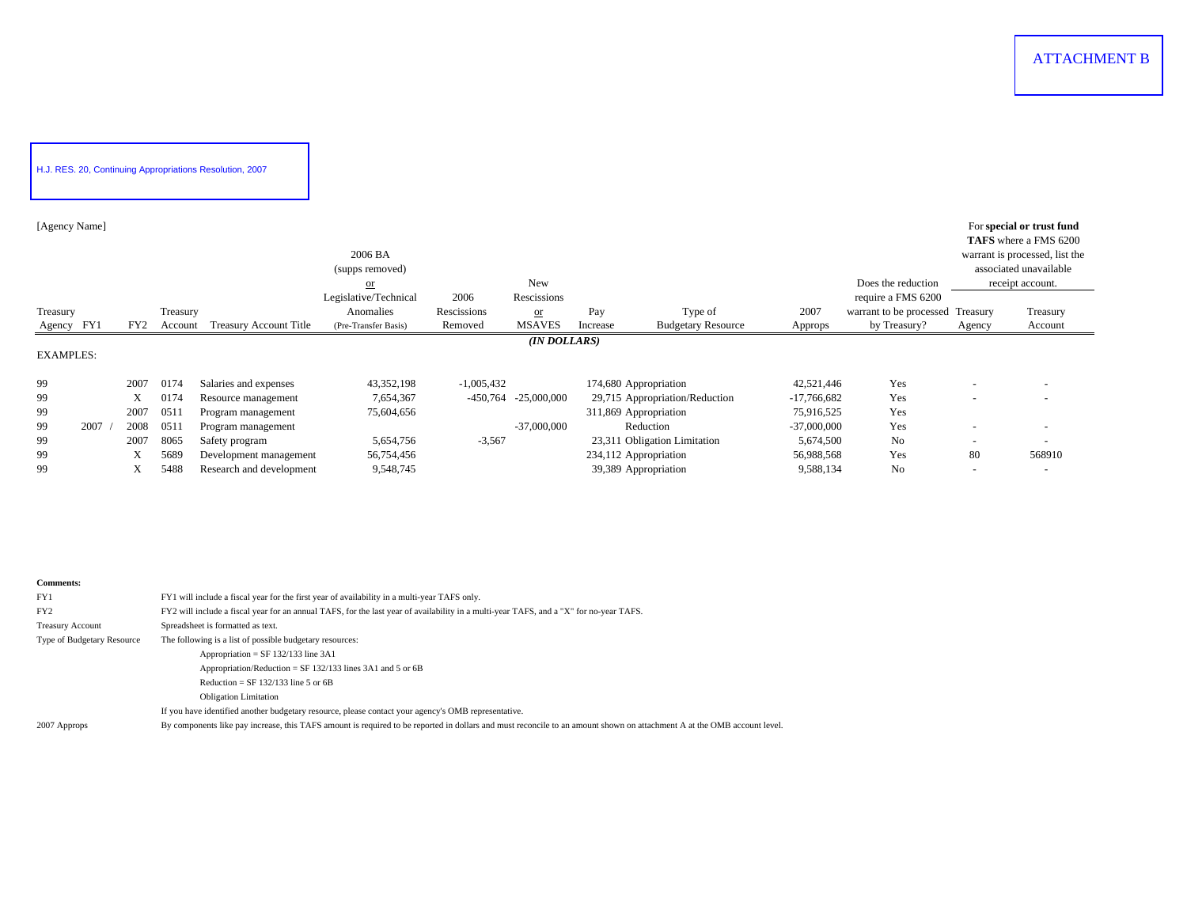ATTACHMENT B

H.J. RES. 20, Continuing Appropriations Resolution, 2007

[Agency Name]

| Treasury Agency | FY1 | FY2 | Treasury Account | Treasury Account Title | 2006 BA (supps removed) or Legislative/Technical Anomalies (Pre-Transfer Basis) | 2006 Rescissions Removed | New Rescissions or MSAVES | Pay Increase | Type of Budgetary Resource | 2007 Approps | Does the reduction require a FMS 6200 warrant to be processed by Treasury? | For **special or trust fund TAFS** where a FMS 6200 warrant is processed, list the associated unavailable receipt account. Treasury Agency | Treasury Account |
|---|---|---|---|---|---|---|---|---|---|---|---|---|---|
| | | | | | | | *(IN DOLLARS)* | | | | | | |
| EXAMPLES: | | | | | | | | | | | | | |
| 99 | | 2007 | 0174 | Salaries and expenses | 43,352,198 | -1,005,432 | | 174,680 | Appropriation | 42,521,446 | Yes | - | - |
| 99 | | X | 0174 | Resource management | 7,654,367 | -450,764 | -25,000,000 | 29,715 | Appropriation/Reduction | -17,766,682 | Yes | - | - |
| 99 | | 2007 | 0511 | Program management | 75,604,656 | | | 311,869 | Appropriation | 75,916,525 | Yes | | |
| 99 | 2007 / | 2008 | 0511 | Program management | | | -37,000,000 | | Reduction | -37,000,000 | Yes | - | - |
| 99 | | 2007 | 8065 | Safety program | 5,654,756 | -3,567 | | 23,311 | Obligation Limitation | 5,674,500 | No | - | - |
| 99 | | X | 5689 | Development management | 56,754,456 | | | 234,112 | Appropriation | 56,988,568 | Yes | 80 | 568910 |
| 99 | | X | 5488 | Research and development | 9,548,745 | | | 39,389 | Appropriation | 9,588,134 | No | - | - |

**Comments:**

| | |
|---|---|
| FY1 | FY1 will include a fiscal year for the first year of availability in a multi-year TAFS only. |
| FY2 | FY2 will include a fiscal year for an annual TAFS, for the last year of availability in a multi-year TAFS, and a "X" for no-year TAFS. |
| Treasury Account | Spreadsheet is formatted as text. |
| Type of Budgetary Resource | The following is a list of possible budgetary resources: |
| | Appropriation = SF 132/133 line 3A1 |
| | Appropriation/Reduction = SF 132/133 lines 3A1 and 5 or 6B |
| | Reduction = SF 132/133 line 5 or 6B |
| | Obligation Limitation |
| | If you have identified another budgetary resource, please contact your agency's OMB representative. |
| 2007 Approps | By components like pay increase, this TAFS amount is required to be reported in dollars and must reconcile to an amount shown on attachment A at the OMB account level. |